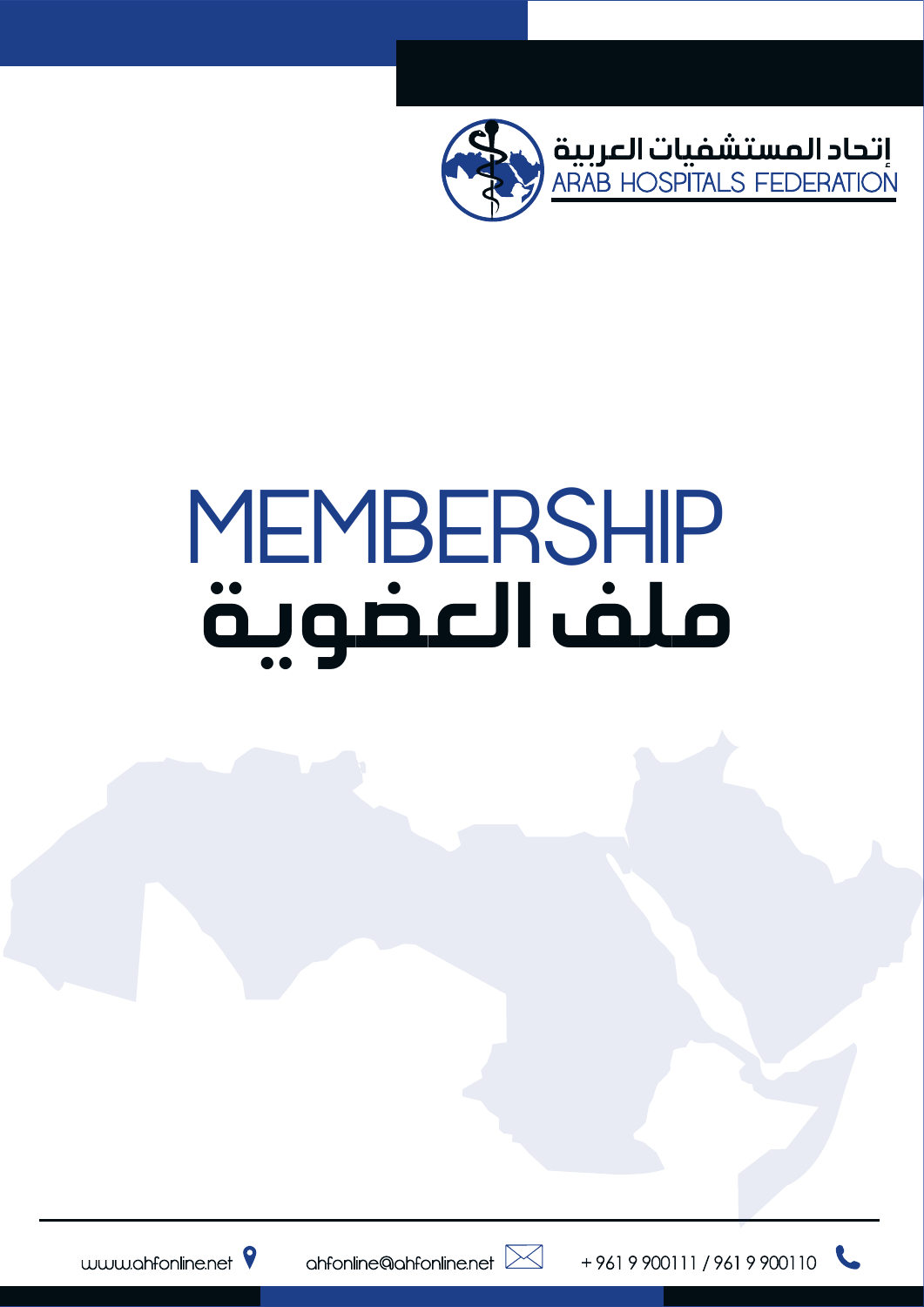إتحاد المستشفيات العربية
ARAB HOSPITALS FEDERATION

# MEMBERSHIP
# ملف العضوية

www.ahfonline.net ahfonline@ahfonline.net + 961 9 900111 / 961 9 900110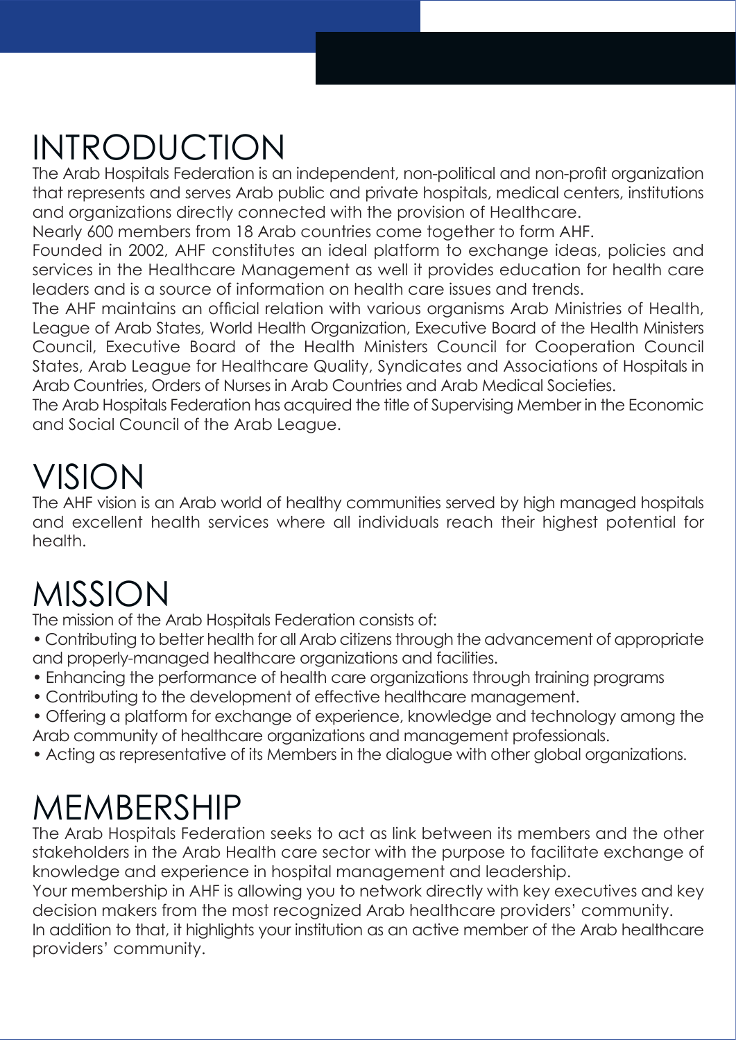# INTRODUCTION

The Arab Hospitals Federation is an independent, non-political and non-profit organization that represents and serves Arab public and private hospitals, medical centers, institutions and organizations directly connected with the provision of Healthcare.

Nearly 600 members from 18 Arab countries come together to form AHF.

Founded in 2002, AHF constitutes an ideal platform to exchange ideas, policies and services in the Healthcare Management as well it provides education for health care leaders and is a source of information on health care issues and trends.

The AHF maintains an official relation with various organisms Arab Ministries of Health, League of Arab States, World Health Organization, Executive Board of the Health Ministers Council, Executive Board of the Health Ministers Council for Cooperation Council States, Arab League for Healthcare Quality, Syndicates and Associations of Hospitals in Arab Countries, Orders of Nurses in Arab Countries and Arab Medical Societies.

The Arab Hospitals Federation has acquired the title of Supervising Member in the Economic and Social Council of the Arab League.

# VISION

The AHF vision is an Arab world of healthy communities served by high managed hospitals and excellent health services where all individuals reach their highest potential for health.

# MISSION

The mission of the Arab Hospitals Federation consists of:

- Contributing to better health for all Arab citizens through the advancement of appropriate and properly-managed healthcare organizations and facilities.
- Enhancing the performance of health care organizations through training programs
- Contributing to the development of effective healthcare management.
- Offering a platform for exchange of experience, knowledge and technology among the Arab community of healthcare organizations and management professionals.
- Acting as representative of its Members in the dialogue with other global organizations.

# MEMBERSHIP

The Arab Hospitals Federation seeks to act as link between its members and the other stakeholders in the Arab Health care sector with the purpose to facilitate exchange of knowledge and experience in hospital management and leadership.

Your membership in AHF is allowing you to network directly with key executives and key decision makers from the most recognized Arab healthcare providers' community.

In addition to that, it highlights your institution as an active member of the Arab healthcare providers' community.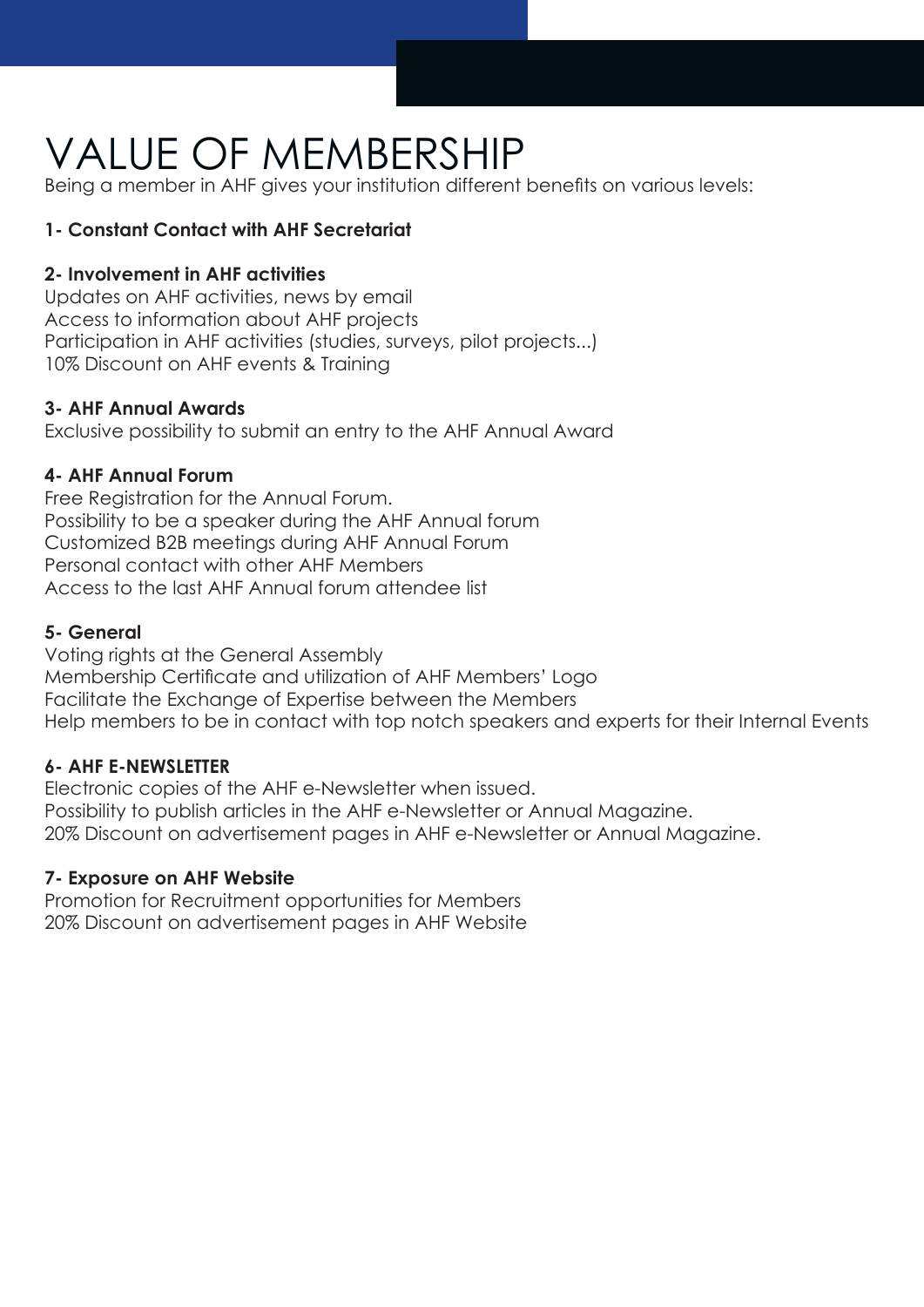# VALUE OF MEMBERSHIP

Being a member in AHF gives your institution different benefits on various levels:

**1- Constant Contact with AHF Secretariat**

**2- Involvement in AHF activities**

Updates on AHF activities, news by email
Access to information about AHF projects
Participation in AHF activities (studies, surveys, pilot projects...)
10% Discount on AHF events & Training

**3- AHF Annual Awards**

Exclusive possibility to submit an entry to the AHF Annual Award

**4- AHF Annual Forum**

Free Registration for the Annual Forum.
Possibility to be a speaker during the AHF Annual forum
Customized B2B meetings during AHF Annual Forum
Personal contact with other AHF Members
Access to the last AHF Annual forum attendee list

**5- General**

Voting rights at the General Assembly
Membership Certificate and utilization of AHF Members' Logo
Facilitate the Exchange of Expertise between the Members
Help members to be in contact with top notch speakers and experts for their Internal Events

**6- AHF E-NEWSLETTER**

Electronic copies of the AHF e-Newsletter when issued.
Possibility to publish articles in the AHF e-Newsletter or Annual Magazine.
20% Discount on advertisement pages in AHF e-Newsletter or Annual Magazine.

**7- Exposure on AHF Website**

Promotion for Recruitment opportunities for Members
20% Discount on advertisement pages in AHF Website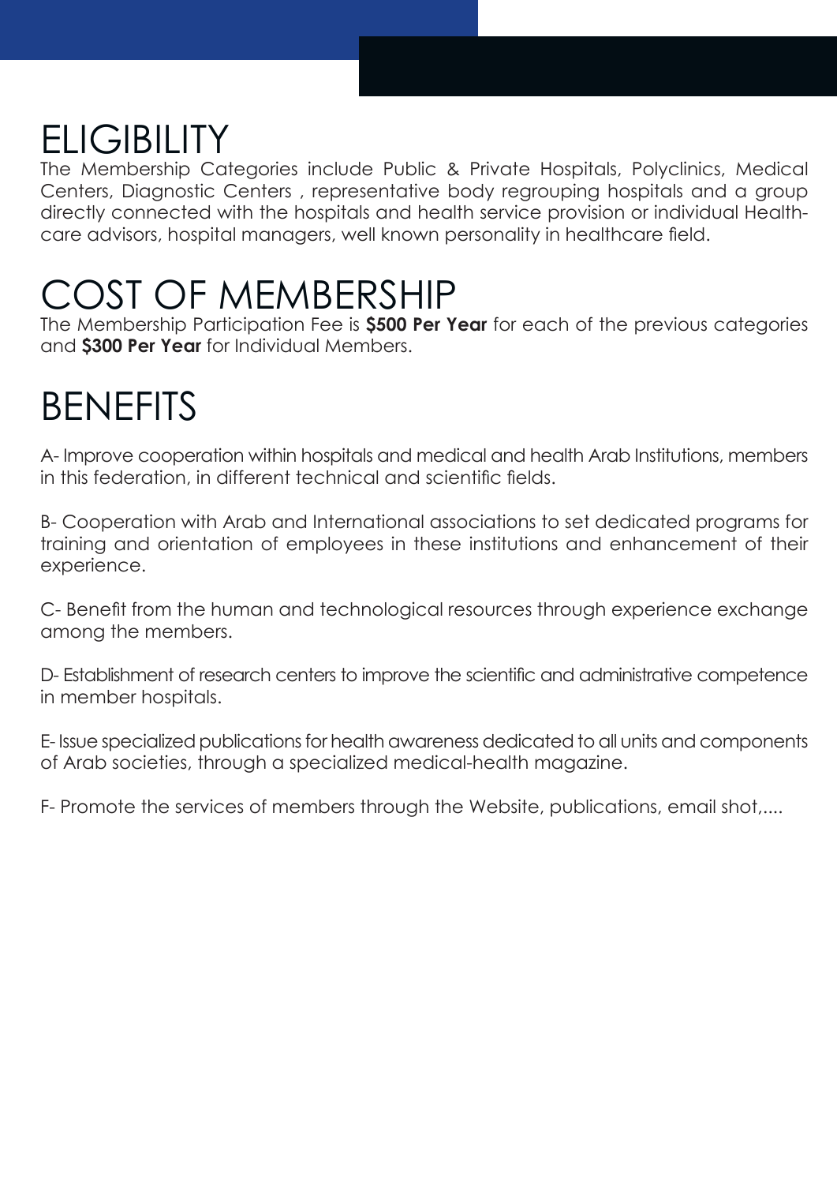# ELIGIBILITY

The Membership Categories include Public & Private Hospitals, Polyclinics, Medical Centers, Diagnostic Centers , representative body regrouping hospitals and a group directly connected with the hospitals and health service provision or individual Health-care advisors, hospital managers, well known personality in healthcare field.

# COST OF MEMBERSHIP

The Membership Participation Fee is **$500 Per Year** for each of the previous categories and **$300 Per Year** for Individual Members.

# BENEFITS

A- Improve cooperation within hospitals and medical and health Arab Institutions, members in this federation, in different technical and scientific fields.

B- Cooperation with Arab and International associations to set dedicated programs for training and orientation of employees in these institutions and enhancement of their experience.

C- Benefit from the human and technological resources through experience exchange among the members.

D- Establishment of research centers to improve the scientific and administrative competence in member hospitals.

E- Issue specialized publications for health awareness dedicated to all units and components of Arab societies, through a specialized medical-health magazine.

F- Promote the services of members through the Website, publications, email shot,....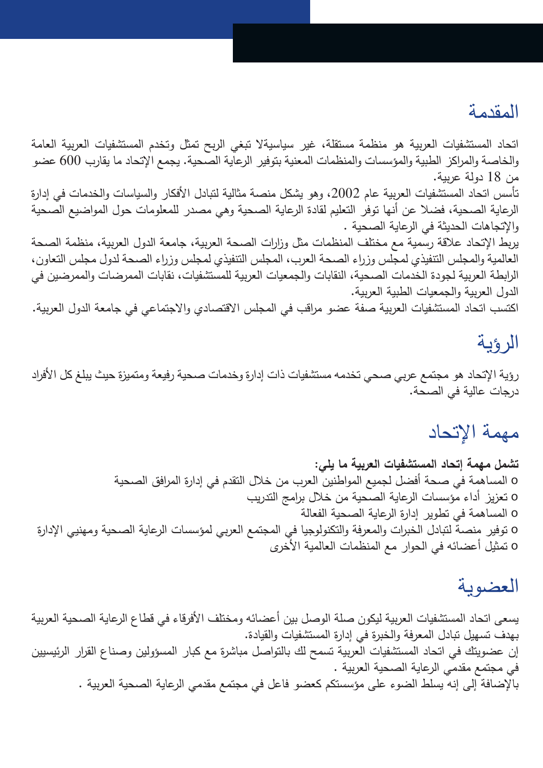## المقدمة

اتحاد المستشفيات العربية هو منظمة مستقلة، غير سياسيةلا تبغي الربح تمثل وتخدم المستشفيات العربية العامة والخاصة والمراكز الطبية والمؤسسات والمنظمات المعنية بتوفير الرعاية الصحية. يجمع الإتحاد ما يقارب 600 عضو من 18 دولة عربية.

تأسس اتحاد المستشفيات العربية عام 2002، وهو يشكل منصة مثالية لتبادل الأفكار والسياسات والخدمات في إدارة الرعاية الصحية، فضلا عن أنها توفر التعليم لقادة الرعاية الصحية وهي مصدر للمعلومات حول المواضيع الصحية والإتجاهات الحديثة في الرعاية الصحية .

يربط الإتحاد علاقة رسمية مع مختلف المنظمات مثل وزارات الصحة العربية، جامعة الدول العربية، منظمة الصحة العالمية والمجلس التنفيذي لمجلس وزراء الصحة العرب، المجلس التنفيذي لمجلس وزراء الصحة لدول مجلس التعاون، الرابطة العربية لجودة الخدمات الصحية، النقابات والجمعيات العربية للمستشفيات، نقابات الممرضات والممرضين في الدول العربية والجمعيات الطبية العربية.

اكتسب اتحاد المستشفيات العربية صفة عضو مراقب في المجلس الاقتصادي والاجتماعي في جامعة الدول العربية.

## الرؤية

رؤية الإتحاد هو مجتمع عربي صحي تخدمه مستشفيات ذات إدارة وخدمات صحية رفيعة ومتميزة حيث يبلغ كل الأفراد درجات عالية في الصحة.

## مهمة الإتحاد

**تشمل مهمة إتحاد المستشفيات العربية ما يلي:**

- المساهمة في صحة أفضل لجميع المواطنين العرب من خلال التقدم في إدارة المرافق الصحية
- تعزيز أداء مؤسسات الرعاية الصحية من خلال برامج التدريب
- المساهمة في تطوير إدارة الرعاية الصحية الفعالة
- توفير منصة لتبادل الخبرات والمعرفة والتكنولوجيا في المجتمع العربي لمؤسسات الرعاية الصحية ومهنيي الإدارة
- تمثيل أعضائه في الحوار مع المنظمات العالمية الأخرى

## العضوية

يسعى اتحاد المستشفيات العربية ليكون صلة الوصل بين أعضائه ومختلف الأفرقاء في قطاع الرعاية الصحية العربية بهدف تسهيل تبادل المعرفة والخبرة في إدارة المستشفيات والقيادة.

إن عضويتك في اتحاد المستشفيات العربية تسمح لك بالتواصل مباشرة مع كبار المسؤولين وصناع القرار الرئيسيين في مجتمع مقدمي الرعاية الصحية العربية .

بالإضافة إلى إنه يسلط الضوء على مؤسستكم كعضو فاعل في مجتمع مقدمي الرعاية الصحية العربية .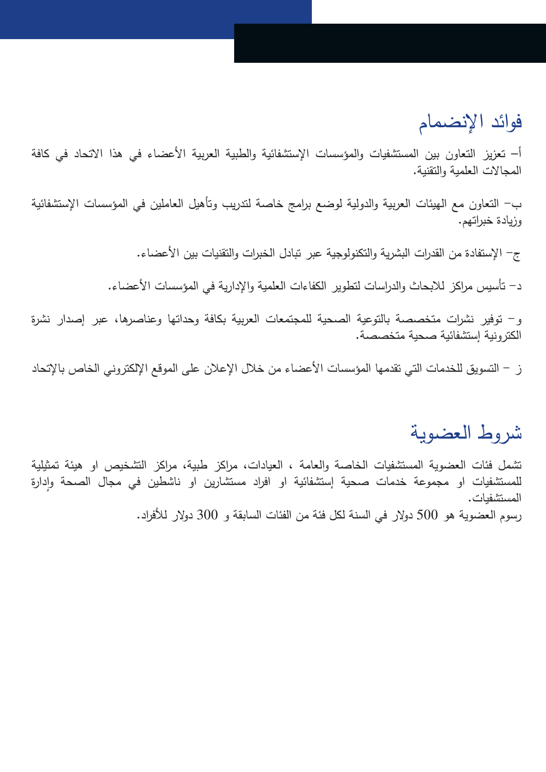## فوائد الإنضمام

أ– تعزيز التعاون بين المستشفيات والمؤسسات الإستشفائية والطبية العربية الأعضاء في هذا الاتحاد في كافة المجالات العلمية والتقنية.

ب– التعاون مع الهيئات العربية والدولية لوضع برامج خاصة لتدريب وتأهيل العاملين في المؤسسات الإستشفائية وزيادة خبراتهم.

ج– الإستفادة من القدرات البشرية والتكنولوجية عبر تبادل الخبرات والتقنيات بين الأعضاء.

د– تأسيس مراكز للابحاث والدراسات لتطوير الكفاءات العلمية والإدارية في المؤسسات الأعضاء.

و– توفير نشرات متخصصة بالتوعية الصحية للمجتمعات العربية بكافة وحداتها وعناصرها، عبر إصدار نشرة الكترونية إستشفائية صحية متخصصة.

ز – التسويق للخدمات التي تقدمها المؤسسات الأعضاء من خلال الإعلان على الموقع الإلكتروني الخاص بالإتحاد

## شروط العضوية

تشمل فئات العضوية المستشفيات الخاصة والعامة ، العيادات، مراكز طبية، مراكز التشخيص او هيئة تمثيلية للمستشفيات او مجموعة خدمات صحية إستشفائية او افراد مستشارين او ناشطين في مجال الصحة وإدارة المستشفيات.
رسوم العضوية هو 500 دولار في السنة لكل فئة من الفئات السابقة و 300 دولار للأفراد.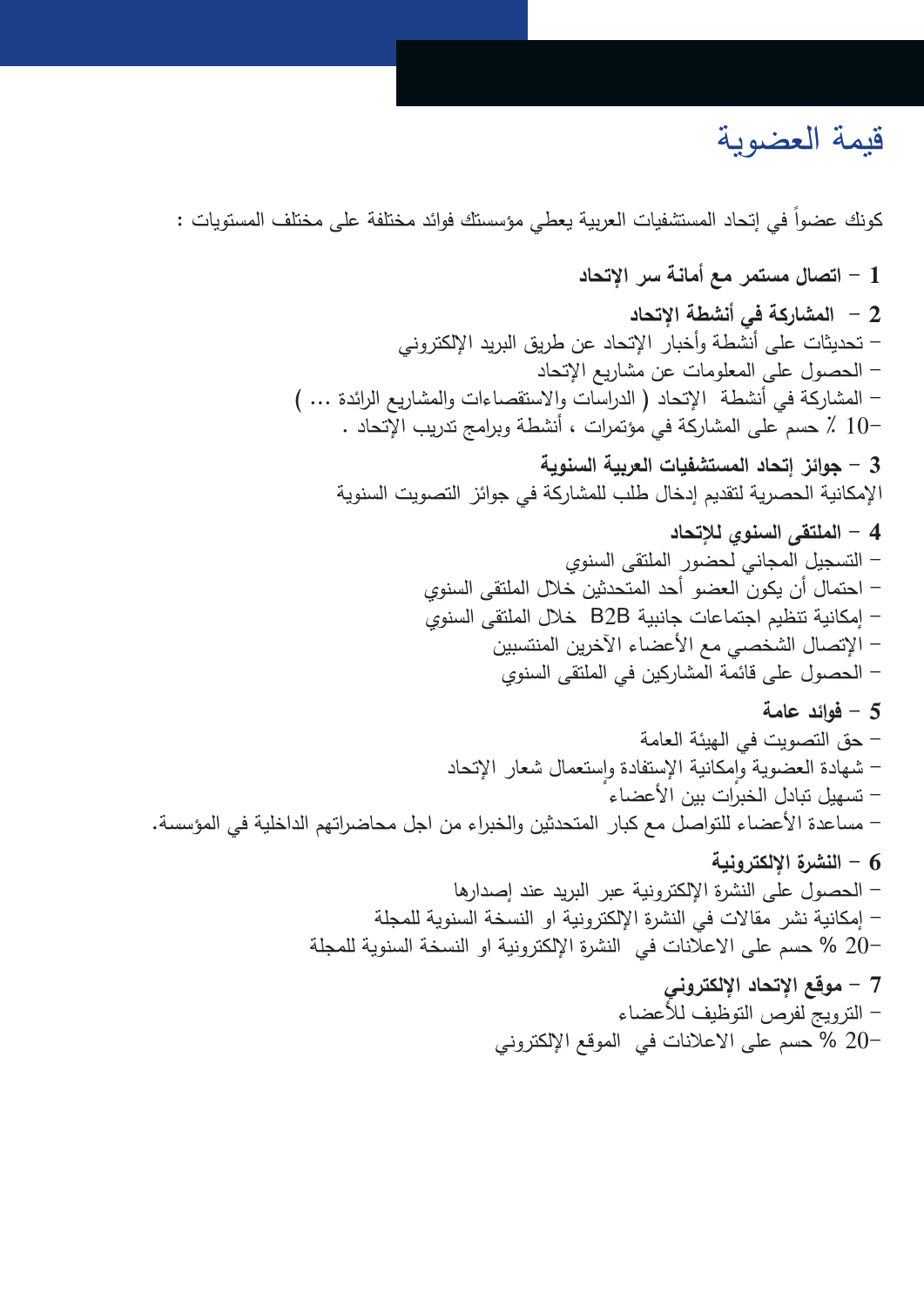# قيمة العضوية

كونك عضواً في إتحاد المستشفيات العربية يعطي مؤسستك فوائد مختلفة على مختلف المستويات :

**1 - اتصال مستمر مع أمانة سر الإتحاد**

**2 - المشاركة في أنشطة الإتحاد**

- تحديثات على أنشطة وأخبار الإتحاد عن طريق البريد الإلكتروني
- الحصول على المعلومات عن مشاريع الإتحاد
- المشاركة في أنشطة الإتحاد ( الدراسات والاستقصاءات والمشاريع الرائدة ... )
- 10٪ حسم على المشاركة في مؤتمرات ، أنشطة وبرامج تدريب الإتحاد .

**3 - جوائز إتحاد المستشفيات العربية السنوية**

الإمكانية الحصرية لتقديم إدخال طلب للمشاركة في جوائز التصويت السنوية

**4 - الملتقى السنوي للإتحاد**

- التسجيل المجاني لحضور الملتقى السنوي
- احتمال أن يكون العضو أحد المتحدثين خلال الملتقى السنوي
- إمكانية تنظيم اجتماعات جانبية B2B خلال الملتقى السنوي
- الإتصال الشخصي مع الأعضاء الآخرين المنتسبين
- الحصول على قائمة المشاركين في الملتقى السنوي

**5 - فوائد عامة**

- حق التصويت في الهيئة العامة
- شهادة العضوية وإمكانية الإستفادة وإستعمال شعار الإتحاد
- تسهيل تبادل الخبرات بين الأعضاء
- مساعدة الأعضاء للتواصل مع كبار المتحدثين والخبراء من اجل محاضراتهم الداخلية في المؤسسة.

**6 - النشرة الإلكترونية**

- الحصول على النشرة الإلكترونية عبر البريد عند إصدارها
- إمكانية نشر مقالات في النشرة الإلكترونية او النسخة السنوية للمجلة
- 20 % حسم على الاعلانات في النشرة الإلكترونية او النسخة السنوية للمجلة

**7 - موقع الإتحاد الإلكتروني**

- الترويج لفرص التوظيف للأعضاء
- 20 % حسم على الاعلانات في الموقع الإلكتروني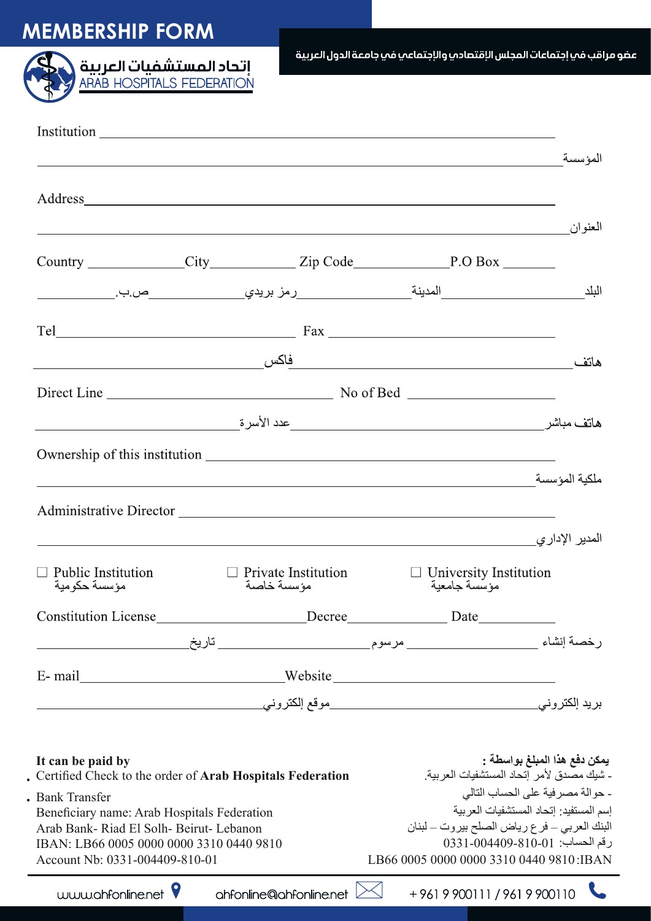# MEMBERSHIP FORM

عضو مراقب في إجتماعات المجلس الإقتصادي والإجتماعي في جامعة الدول العربية

إتحاد المستشفيات العربية
ARAB HOSPITALS FEDERATION

Institution ____________________________________________

المؤسسة ____________________________________________

Address ____________________________________________

العنوان ____________________________________________

Country ____________ City ____________ Zip Code ____________ P.O Box ________

البلد ____________ المدينة ____________ رمز بريدي ____________ ص.ب. ____________

Tel ____________________ Fax ____________________

هاتف ____________________ فاكس ____________________

Direct Line ____________________ No of Bed ____________________

هاتف مباشر ____________________ عدد الأسرة ____________________

Ownership of this institution ____________________________________________

ملكية المؤسسة ____________________________________________

Administrative Director ____________________________________________

المدير الإداري ____________________________________________

☐ Public Institution مؤسسة حكومية ☐ Private Institution مؤسسة خاصة ☐ University Institution مؤسسة جامعية

Constitution License ____________ Decree ____________ Date ____________

رخصة إنشاء ____________ مرسوم ____________ تاريخ ____________

E- mail ____________________ Website ____________________

بريد إلكتروني ____________________ موقع إلكتروني ____________________

**It can be paid by**

- Certified Check to the order of **Arab Hospitals Federation**
- Bank Transfer
  Beneficiary name: Arab Hospitals Federation
  Arab Bank- Riad El Solh- Beirut- Lebanon
  IBAN: LB66 0005 0000 0000 3310 0440 9810
  Account Nb: 0331-004409-810-01

**يمكن دفع هذا المبلغ بواسطة :**

- شيك مصدق لأمر إتحاد المستشفيات العربية.
- حوالة مصرفية على الحساب التالي
إسم المستفيد: إتحاد المستشفيات العربية
البنك العربي – فرع رياض الصلح بيروت – لبنان
رقم الحساب: 0331-004409-810-01
IBAN: LB66 0005 0000 0000 3310 0440 9810

www.ahfonline.net | ahfonline@ahfonline.net | + 961 9 900111 / 961 9 900110